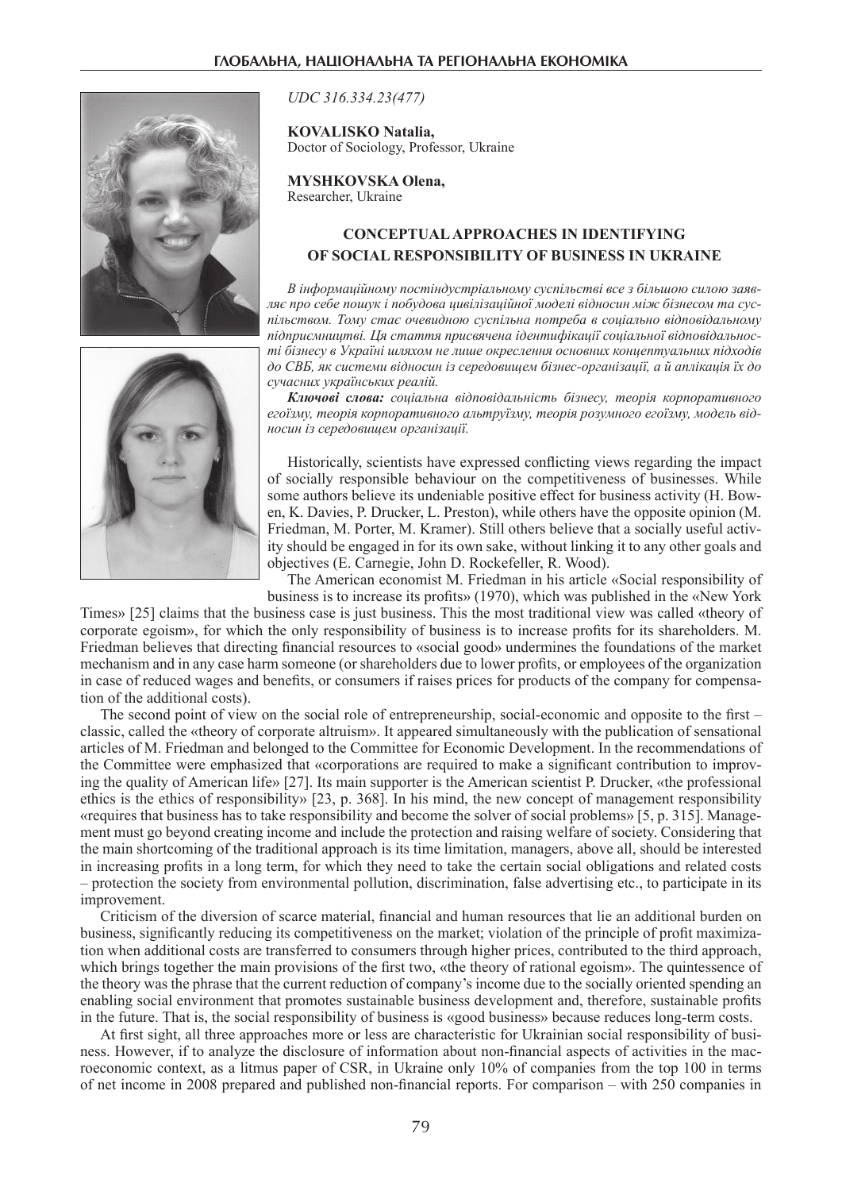UDC 316.334.23(477)

**KOVALISKO Natalia,**
Doctor of Sociology, Professor, Ukraine

**MYSHKOVSKA Olena,**
Researcher, Ukraine

# CONCEPTUAL APPROACHES IN IDENTIFYING OF SOCIAL RESPONSIBILITY OF BUSINESS IN UKRAINE

*В інформаційному постіндустріальному суспільстві все з більшою силою заявляє про себе пошук і побудова цивілізаційної моделі відносин між бізнесом та суспільством. Тому стає очевидною суспільна потреба в соціально відповідальному підприємництві. Ця стаття присвячена ідентифікації соціальної відповідальності бізнесу в Україні шляхом не лише окреслення основних концептуальних підходів до СВБ, як системи відносин із середовищем бізнес-організації, а й аплікація їх до сучасних українських реалій.*

***Ключові слова:*** *соціальна відповідальність бізнесу, теорія корпоративного егоїзму, теорія корпоративного альтруїзму, теорія розумного егоїзму, модель відносин із середовищем організації.*

Historically, scientists have expressed conflicting views regarding the impact of socially responsible behaviour on the competitiveness of businesses. While some authors believe its undeniable positive effect for business activity (H. Bowen, K. Davies, P. Drucker, L. Preston), while others have the opposite opinion (M. Friedman, M. Porter, M. Kramer). Still others believe that a socially useful activity should be engaged in for its own sake, without linking it to any other goals and objectives (E. Carnegie, John D. Rockefeller, R. Wood).

The American economist M. Friedman in his article «Social responsibility of business is to increase its profits» (1970), which was published in the «New York Times» [25] claims that the business case is just business. This the most traditional view was called «theory of corporate egoism», for which the only responsibility of business is to increase profits for its shareholders. M. Friedman believes that directing financial resources to «social good» undermines the foundations of the market mechanism and in any case harm someone (or shareholders due to lower profits, or employees of the organization in case of reduced wages and benefits, or consumers if raises prices for products of the company for compensation of the additional costs).

The second point of view on the social role of entrepreneurship, social-economic and opposite to the first – classic, called the «theory of corporate altruism». It appeared simultaneously with the publication of sensational articles of M. Friedman and belonged to the Committee for Economic Development. In the recommendations of the Committee were emphasized that «corporations are required to make a significant contribution to improving the quality of American life» [27]. Its main supporter is the American scientist P. Drucker, «the professional ethics is the ethics of responsibility» [23, p. 368]. In his mind, the new concept of management responsibility «requires that business has to take responsibility and become the solver of social problems» [5, p. 315]. Management must go beyond creating income and include the protection and raising welfare of society. Considering that the main shortcoming of the traditional approach is its time limitation, managers, above all, should be interested in increasing profits in a long term, for which they need to take the certain social obligations and related costs – protection the society from environmental pollution, discrimination, false advertising etc., to participate in its improvement.

Criticism of the diversion of scarce material, financial and human resources that lie an additional burden on business, significantly reducing its competitiveness on the market; violation of the principle of profit maximization when additional costs are transferred to consumers through higher prices, contributed to the third approach, which brings together the main provisions of the first two, «the theory of rational egoism». The quintessence of the theory was the phrase that the current reduction of company's income due to the socially oriented spending an enabling social environment that promotes sustainable business development and, therefore, sustainable profits in the future. That is, the social responsibility of business is «good business» because reduces long-term costs.

At first sight, all three approaches more or less are characteristic for Ukrainian social responsibility of business. However, if to analyze the disclosure of information about non-financial aspects of activities in the macroeconomic context, as a litmus paper of CSR, in Ukraine only 10% of companies from the top 100 in terms of net income in 2008 prepared and published non-financial reports. For comparison – with 250 companies in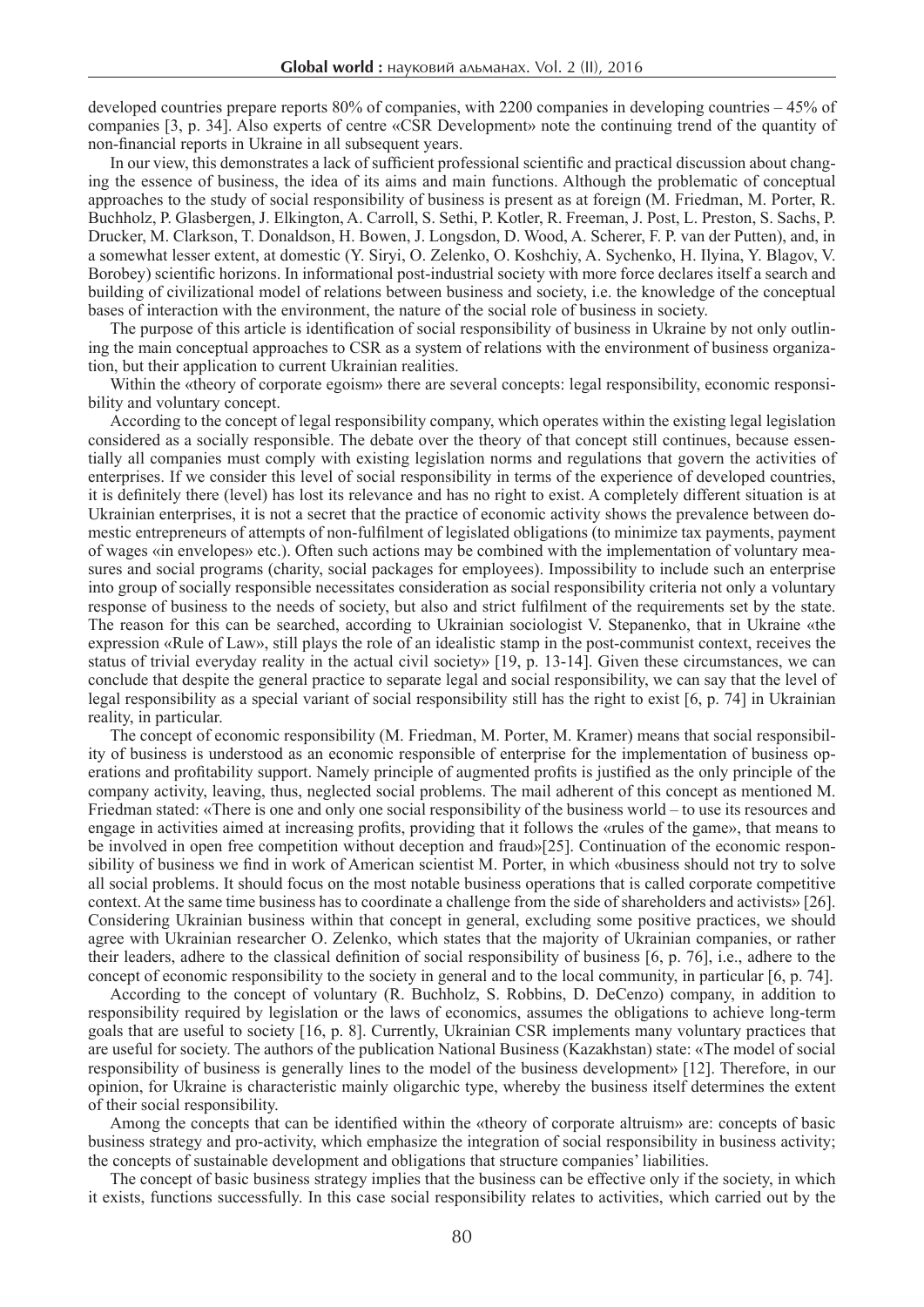developed countries prepare reports 80% of companies, with 2200 companies in developing countries – 45% of companies [3, p. 34]. Also experts of centre «CSR Development» note the continuing trend of the quantity of non-financial reports in Ukraine in all subsequent years.

In our view, this demonstrates a lack of sufficient professional scientific and practical discussion about changing the essence of business, the idea of its aims and main functions. Although the problematic of conceptual approaches to the study of social responsibility of business is present as at foreign (M. Friedman, M. Porter, R. Buchholz, P. Glasbergen, J. Elkington, A. Carroll, S. Sethi, P. Kotler, R. Freeman, J. Post, L. Preston, S. Sachs, P. Drucker, M. Clarkson, T. Donaldson, H. Bowen, J. Longsdon, D. Wood, A. Scherer, F. P. van der Putten), and, in a somewhat lesser extent, at domestic (Y. Siryi, O. Zelenko, O. Koshchiy, A. Sychenko, H. Ilyina, Y. Blagov, V. Borobey) scientific horizons. In informational post-industrial society with more force declares itself a search and building of civilizational model of relations between business and society, i.e. the knowledge of the conceptual bases of interaction with the environment, the nature of the social role of business in society.

The purpose of this article is identification of social responsibility of business in Ukraine by not only outlining the main conceptual approaches to CSR as a system of relations with the environment of business organization, but their application to current Ukrainian realities.

Within the «theory of corporate egoism» there are several concepts: legal responsibility, economic responsibility and voluntary concept.

According to the concept of legal responsibility company, which operates within the existing legal legislation considered as a socially responsible. The debate over the theory of that concept still continues, because essentially all companies must comply with existing legislation norms and regulations that govern the activities of enterprises. If we consider this level of social responsibility in terms of the experience of developed countries, it is definitely there (level) has lost its relevance and has no right to exist. A completely different situation is at Ukrainian enterprises, it is not a secret that the practice of economic activity shows the prevalence between domestic entrepreneurs of attempts of non-fulfilment of legislated obligations (to minimize tax payments, payment of wages «in envelopes» etc.). Often such actions may be combined with the implementation of voluntary measures and social programs (charity, social packages for employees). Impossibility to include such an enterprise into group of socially responsible necessitates consideration as social responsibility criteria not only a voluntary response of business to the needs of society, but also and strict fulfilment of the requirements set by the state. The reason for this can be searched, according to Ukrainian sociologist V. Stepanenko, that in Ukraine «the expression «Rule of Law», still plays the role of an idealistic stamp in the post-communist context, receives the status of trivial everyday reality in the actual civil society» [19, p. 13-14]. Given these circumstances, we can conclude that despite the general practice to separate legal and social responsibility, we can say that the level of legal responsibility as a special variant of social responsibility still has the right to exist [6, p. 74] in Ukrainian reality, in particular.

The concept of economic responsibility (M. Friedman, M. Porter, M. Kramer) means that social responsibility of business is understood as an economic responsible of enterprise for the implementation of business operations and profitability support. Namely principle of augmented profits is justified as the only principle of the company activity, leaving, thus, neglected social problems. The mail adherent of this concept as mentioned M. Friedman stated: «There is one and only one social responsibility of the business world – to use its resources and engage in activities aimed at increasing profits, providing that it follows the «rules of the game», that means to be involved in open free competition without deception and fraud»[25]. Continuation of the economic responsibility of business we find in work of American scientist M. Porter, in which «business should not try to solve all social problems. It should focus on the most notable business operations that is called corporate competitive context. At the same time business has to coordinate a challenge from the side of shareholders and activists» [26]. Considering Ukrainian business within that concept in general, excluding some positive practices, we should agree with Ukrainian researcher O. Zelenko, which states that the majority of Ukrainian companies, or rather their leaders, adhere to the classical definition of social responsibility of business [6, p. 76], i.e., adhere to the concept of economic responsibility to the society in general and to the local community, in particular [6, p. 74].

According to the concept of voluntary (R. Buchholz, S. Robbins, D. DeCenzo) company, in addition to responsibility required by legislation or the laws of economics, assumes the obligations to achieve long-term goals that are useful to society [16, p. 8]. Currently, Ukrainian CSR implements many voluntary practices that are useful for society. The authors of the publication National Business (Kazakhstan) state: «The model of social responsibility of business is generally lines to the model of the business development» [12]. Therefore, in our opinion, for Ukraine is characteristic mainly oligarchic type, whereby the business itself determines the extent of their social responsibility.

Among the concepts that can be identified within the «theory of corporate altruism» are: concepts of basic business strategy and pro-activity, which emphasize the integration of social responsibility in business activity; the concepts of sustainable development and obligations that structure companies' liabilities.

The concept of basic business strategy implies that the business can be effective only if the society, in which it exists, functions successfully. In this case social responsibility relates to activities, which carried out by the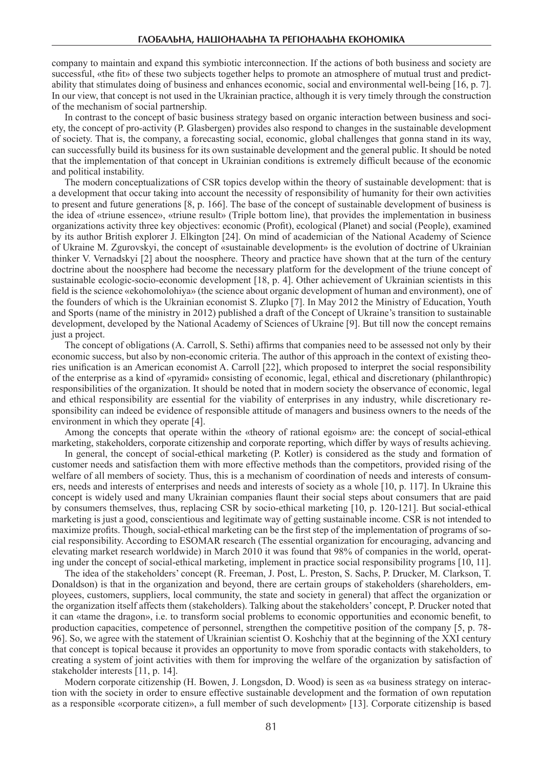company to maintain and expand this symbiotic interconnection. If the actions of both business and society are successful, «the fit» of these two subjects together helps to promote an atmosphere of mutual trust and predictability that stimulates doing of business and enhances economic, social and environmental well-being [16, p. 7]. In our view, that concept is not used in the Ukrainian practice, although it is very timely through the construction of the mechanism of social partnership.

In contrast to the concept of basic business strategy based on organic interaction between business and society, the concept of pro-activity (P. Glasbergen) provides also respond to changes in the sustainable development of society. That is, the company, a forecasting social, economic, global challenges that gonna stand in its way, can successfully build its business for its own sustainable development and the general public. It should be noted that the implementation of that concept in Ukrainian conditions is extremely difficult because of the economic and political instability.

The modern conceptualizations of CSR topics develop within the theory of sustainable development: that is a development that occur taking into account the necessity of responsibility of humanity for their own activities to present and future generations [8, p. 166]. The base of the concept of sustainable development of business is the idea of «triune essence», «triune result» (Triple bottom line), that provides the implementation in business organizations activity three key objectives: economic (Profit), ecological (Planet) and social (People), examined by its author British explorer J. Elkington [24]. On mind of academician of the National Academy of Science of Ukraine M. Zgurovskyi, the concept of «sustainable development» is the evolution of doctrine of Ukrainian thinker V. Vernadskyi [2] about the noosphere. Theory and practice have shown that at the turn of the century doctrine about the noosphere had become the necessary platform for the development of the triune concept of sustainable ecologic-socio-economic development [18, p. 4]. Other achievement of Ukrainian scientists in this field is the science «ekohomolohiya» (the science about organic development of human and environment), one of the founders of which is the Ukrainian economist S. Zlupko [7]. In May 2012 the Ministry of Education, Youth and Sports (name of the ministry in 2012) published a draft of the Concept of Ukraine's transition to sustainable development, developed by the National Academy of Sciences of Ukraine [9]. But till now the concept remains just a project.

The concept of obligations (A. Carroll, S. Sethi) affirms that companies need to be assessed not only by their economic success, but also by non-economic criteria. The author of this approach in the context of existing theories unification is an American economist A. Carroll [22], which proposed to interpret the social responsibility of the enterprise as a kind of «pyramid» consisting of economic, legal, ethical and discretionary (philanthropic) responsibilities of the organization. It should be noted that in modern society the observance of economic, legal and ethical responsibility are essential for the viability of enterprises in any industry, while discretionary responsibility can indeed be evidence of responsible attitude of managers and business owners to the needs of the environment in which they operate [4].

Among the concepts that operate within the «theory of rational egoism» are: the concept of social-ethical marketing, stakeholders, corporate citizenship and corporate reporting, which differ by ways of results achieving.

In general, the concept of social-ethical marketing (P. Kotler) is considered as the study and formation of customer needs and satisfaction them with more effective methods than the competitors, provided rising of the welfare of all members of society. Thus, this is a mechanism of coordination of needs and interests of consumers, needs and interests of enterprises and needs and interests of society as a whole [10, p. 117]. In Ukraine this concept is widely used and many Ukrainian companies flaunt their social steps about consumers that are paid by consumers themselves, thus, replacing CSR by socio-ethical marketing [10, p. 120-121]. But social-ethical marketing is just a good, conscientious and legitimate way of getting sustainable income. CSR is not intended to maximize profits. Though, social-ethical marketing can be the first step of the implementation of programs of social responsibility. According to ESOMAR research (The essential organization for encouraging, advancing and elevating market research worldwide) in March 2010 it was found that 98% of companies in the world, operating under the concept of social-ethical marketing, implement in practice social responsibility programs [10, 11].

The idea of the stakeholders' concept (R. Freeman, J. Post, L. Preston, S. Sachs, P. Drucker, M. Clarkson, T. Donaldson) is that in the organization and beyond, there are certain groups of stakeholders (shareholders, employees, customers, suppliers, local community, the state and society in general) that affect the organization or the organization itself affects them (stakeholders). Talking about the stakeholders' concept, P. Drucker noted that it can «tame the dragon», i.e. to transform social problems to economic opportunities and economic benefit, to production capacities, competence of personnel, strengthen the competitive position of the company [5, p. 78-96]. So, we agree with the statement of Ukrainian scientist O. Koshchiy that at the beginning of the XXI century that concept is topical because it provides an opportunity to move from sporadic contacts with stakeholders, to creating a system of joint activities with them for improving the welfare of the organization by satisfaction of stakeholder interests [11, p. 14].

Modern corporate citizenship (H. Bowen, J. Longsdon, D. Wood) is seen as «a business strategy on interaction with the society in order to ensure effective sustainable development and the formation of own reputation as a responsible «corporate citizen», a full member of such development» [13]. Corporate citizenship is based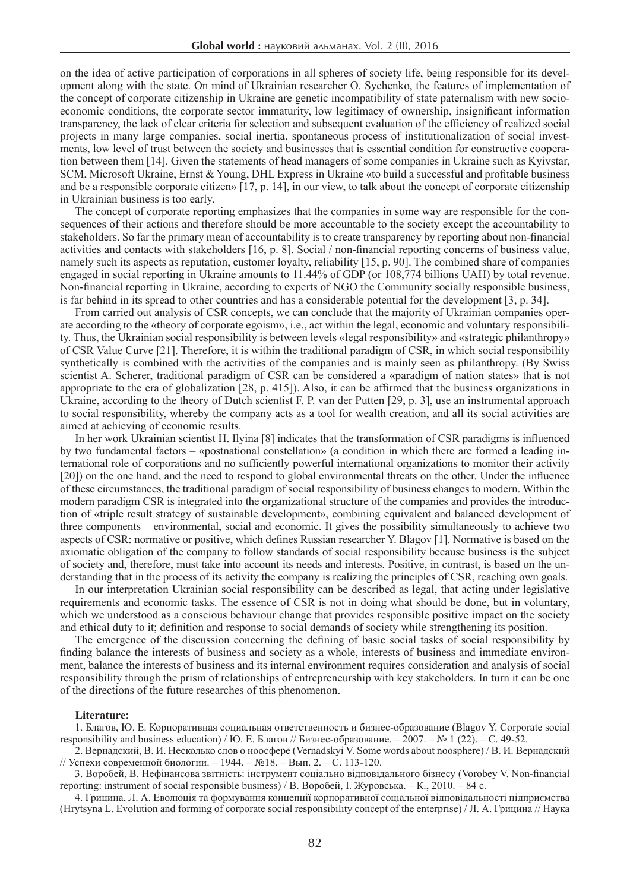on the idea of active participation of corporations in all spheres of society life, being responsible for its development along with the state. On mind of Ukrainian researcher O. Sychenko, the features of implementation of the concept of corporate citizenship in Ukraine are genetic incompatibility of state paternalism with new socio-economic conditions, the corporate sector immaturity, low legitimacy of ownership, insignificant information transparency, the lack of clear criteria for selection and subsequent evaluation of the efficiency of realized social projects in many large companies, social inertia, spontaneous process of institutionalization of social investments, low level of trust between the society and businesses that is essential condition for constructive cooperation between them [14]. Given the statements of head managers of some companies in Ukraine such as Kyivstar, SCM, Microsoft Ukraine, Ernst & Young, DHL Express in Ukraine «to build a successful and profitable business and be a responsible corporate citizen» [17, p. 14], in our view, to talk about the concept of corporate citizenship in Ukrainian business is too early.

The concept of corporate reporting emphasizes that the companies in some way are responsible for the consequences of their actions and therefore should be more accountable to the society except the accountability to stakeholders. So far the primary mean of accountability is to create transparency by reporting about non-financial activities and contacts with stakeholders [16, p. 8]. Social / non-financial reporting concerns of business value, namely such its aspects as reputation, customer loyalty, reliability [15, p. 90]. The combined share of companies engaged in social reporting in Ukraine amounts to 11.44% of GDP (or 108,774 billions UAH) by total revenue. Non-financial reporting in Ukraine, according to experts of NGO the Community socially responsible business, is far behind in its spread to other countries and has a considerable potential for the development [3, p. 34].

From carried out analysis of CSR concepts, we can conclude that the majority of Ukrainian companies operate according to the «theory of corporate egoism», i.e., act within the legal, economic and voluntary responsibility. Thus, the Ukrainian social responsibility is between levels «legal responsibility» and «strategic philanthropy» of CSR Value Curve [21]. Therefore, it is within the traditional paradigm of CSR, in which social responsibility synthetically is combined with the activities of the companies and is mainly seen as philanthropy. (By Swiss scientist A. Scherer, traditional paradigm of CSR can be considered a «paradigm of nation states» that is not appropriate to the era of globalization [28, p. 415]). Also, it can be affirmed that the business organizations in Ukraine, according to the theory of Dutch scientist F. P. van der Putten [29, p. 3], use an instrumental approach to social responsibility, whereby the company acts as a tool for wealth creation, and all its social activities are aimed at achieving of economic results.

In her work Ukrainian scientist H. Ilyina [8] indicates that the transformation of CSR paradigms is influenced by two fundamental factors – «postnational constellation» (a condition in which there are formed a leading international role of corporations and no sufficiently powerful international organizations to monitor their activity [20]) on the one hand, and the need to respond to global environmental threats on the other. Under the influence of these circumstances, the traditional paradigm of social responsibility of business changes to modern. Within the modern paradigm CSR is integrated into the organizational structure of the companies and provides the introduction of «triple result strategy of sustainable development», combining equivalent and balanced development of three components – environmental, social and economic. It gives the possibility simultaneously to achieve two aspects of CSR: normative or positive, which defines Russian researcher Y. Blagov [1]. Normative is based on the axiomatic obligation of the company to follow standards of social responsibility because business is the subject of society and, therefore, must take into account its needs and interests. Positive, in contrast, is based on the understanding that in the process of its activity the company is realizing the principles of CSR, reaching own goals.

In our interpretation Ukrainian social responsibility can be described as legal, that acting under legislative requirements and economic tasks. The essence of CSR is not in doing what should be done, but in voluntary, which we understood as a conscious behaviour change that provides responsible positive impact on the society and ethical duty to it; definition and response to social demands of society while strengthening its position.

The emergence of the discussion concerning the defining of basic social tasks of social responsibility by finding balance the interests of business and society as a whole, interests of business and immediate environment, balance the interests of business and its internal environment requires consideration and analysis of social responsibility through the prism of relationships of entrepreneurship with key stakeholders. In turn it can be one of the directions of the future researches of this phenomenon.

**Literature:**

1. Благов, Ю. Е. Корпоративная социальная ответственность и бизнес-образование (Blagov Y. Corporate social responsibility and business education) / Ю. Е. Благов // Бизнес-образование. – 2007. – № 1 (22). – С. 49-52.

2. Вернадский, В. И. Несколько слов о ноосфере (Vernadskyi V. Some words about noosphere) / В. И. Вернадский // Успехи современной биологии. – 1944. – №18. – Вып. 2. – С. 113-120.

3. Воробей, В. Нефінансова звітність: інструмент соціально відповідального бізнесу (Vorobey V. Non-financial reporting: instrument of social responsible business) / В. Воробей, І. Журовська. – К., 2010. – 84 с.

4. Грицина, Л. А. Еволюція та формування концепції корпоративної соціальної відповідальності підприємства (Hrytsyna L. Evolution and forming of corporate social responsibility concept of the enterprise) / Л. А. Грицина // Наука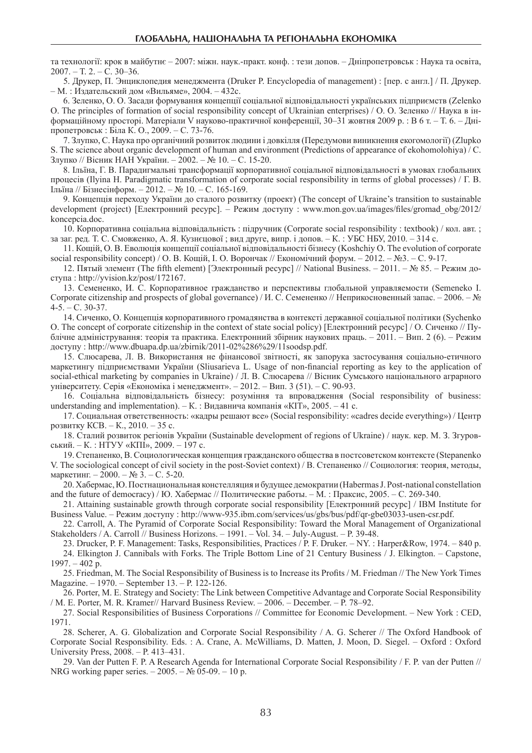та технології: крок в майбутнє – 2007: міжн. наук.-практ. конф. : тези допов. – Дніпропетровськ : Наука та освіта, 2007. – Т. 2. – С. 30–36.

5. Друкер, П. Энциклопедия менеджмента (Druker P. Encyclopedia of management) : [пер. с англ.] / П. Друкер. – М. : Издательский дом «Вильяме», 2004. – 432с.

6. Зеленко, О. О. Засади формування концепції соціальної відповідальності українських підприємств (Zelenko O. The principles of formation of social responsibility concept of Ukrainian enterprises) / О. О. Зеленко // Наука в інформаційному просторі. Матеріали V науково-практичної конференції, 30–31 жовтня 2009 р. : В 6 т. – Т. 6. – Дніпропетровськ : Біла К. О., 2009. – С. 73-76.

7. Злупко, С. Наука про органічний розвиток людини і довкілля (Передумови виникнення екогомології) (Zlupko S. The science about organic development of human and environment (Predictions of appearance of ekohomolohiya) / С. Злупко // Вісник НАН України. – 2002. – № 10. – С. 15-20.

8. Ільїна, Г. В. Парадигмальні трансформації корпоративної соціальної відповідальності в умовах глобальних процесів (Ilyina H. Paradigmatic transformation of corporate social responsibility in terms of global processes) / Г. В. Ільїна // Бізнесінформ. – 2012. – № 10. – С. 165-169.

9. Концепція переходу України до сталого розвитку (проект) (The concept of Ukraine's transition to sustainable development (project) [Електронний ресурс]. – Режим доступу : www.mon.gov.ua/images/files/gromad_obg/2012/koncepcia.doc.

10. Корпоративна соціальна відповідальність : підручник (Corporate social responsibility : textbook) / кол. авт. ; за заг. ред. Т. С. Смовженко, А. Я. Кузнєцової ; вид друге, випр. і допов. – К. : УБС НБУ, 2010. – 314 с.

11. Кощій, О. В. Еволюція концепції соціальної відповідальності бізнесу (Koshchiy O. The evolution of corporate social responsibility concept) / О. В. Кощій, І. О. Ворончак // Економічний форум. – 2012. – №3. – С. 9-17.

12. Пятый элемент (The fifth element) [Электронный ресурс] // National Business. – 2011. – № 85. – Режим доступа : http://yvision.kz/post/172167.

13. Семененко, И. С. Корпоративное гражданство и перспективы глобальной управляемости (Semeneko I. Corporate citizenship and prospects of global governance) / И. С. Семененко // Неприкосновенный запас. – 2006. – № 4-5. – С. 30-37.

14. Сиченко, О. Концепція корпоративного громадянства в контексті державної соціальної політики (Sychenko O. The concept of corporate citizenship in the context of state social policy) [Електронний ресурс] / О. Сиченко // Публічне адміністрування: теорія та практика. Електронний збірник наукових праць. – 2011. – Вип. 2 (6). – Режим доступу : http://www.dbuapa.dp.ua/zbirnik/2011-02%286%29/11soodsp.pdf.

15. Слюсарева, Л. В. Використання не фінансової звітності, як запорука застосування соціально-етичного маркетингу підприємствами України (Sliusarieva L. Usage of non-financial reporting as key to the application of social-ethical marketing by companies in Ukraine) / Л. В. Слюсарева // Вісник Сумського національного аграрного університету. Серія «Економіка і менеджмент». – 2012. – Вип. 3 (51). – С. 90-93.

16. Соціальна відповідальність бізнесу: розуміння та впровадження (Social responsibility of business: understanding and implementation). – К. : Видавнича компанія «КІТ», 2005. – 41 с.

17. Социальная ответственность: «кадры решают все» (Social responsibility: «cadres decide everything») / Центр розвитку КСВ. – К., 2010. – 35 с.

18. Сталий розвиток регіонів України (Sustainable development of regions of Ukraine) / наук. кер. М. З. Згуровський. – К. : НТУУ «КПІ», 2009. – 197 с.

19. Степаненко, В. Социологическая концепция гражданского общества в постсоветском контексте (Stepanenko V. The sociological concept of civil society in the post-Soviet context) / В. Степаненко // Социология: теория, методы, маркетинг. – 2000. – № 3. – С. 5-20.

20. Хабермас, Ю. Постнациональная констелляция и будущее демократии (Habermas J. Post-national constellation and the future of democracy) / Ю. Хабермас // Политические работы. – М. : Праксис, 2005. – С. 269-340.

21. Attaining sustainable growth through corporate social responsibility [Електронний ресурс] / IBM Institute for Business Value. – Режим доступу : http://www-935.ibm.com/services/us/gbs/bus/pdf/qr-gbe03033-usen-csr.pdf.

22. Carroll, A. The Pyramid of Corporate Social Responsibility: Toward the Moral Management of Organizational Stakeholders / A. Carroll // Business Horizons. – 1991. – Vol. 34. – July-August. – P. 39-48.

23. Drucker, P. F. Management: Tasks, Responsibilities, Practices / P. F. Druker. – NY. : Harper&Row, 1974. – 840 p.

24. Elkington J. Cannibals with Forks. The Triple Bottom Line of 21 Century Business / J. Elkington. – Capstone, 1997. – 402 p.

25. Friedman, M. The Social Responsibility of Business is to Increase its Profits / M. Friedman // The New York Times Magazine. – 1970. – September 13. – P. 122-126.

26. Porter, M. E. Strategy and Society: The Link between Competitive Advantage and Corporate Social Responsibility / M. E. Porter, M. R. Kramer// Harvard Business Review. – 2006. – December. – P. 78–92.

27. Social Responsibilities of Business Corporations // Committee for Economic Development. – New York : CED, 1971.

28. Scherer, A. G. Globalization and Corporate Social Responsibility / A. G. Scherer // The Oxford Handbook of Corporate Social Responsibility. Eds. : A. Crane, A. McWilliams, D. Matten, J. Moon, D. Siegel. – Oxford : Oxford University Press, 2008. – P. 413–431.

29. Van der Putten F. P. A Research Agenda for International Corporate Social Responsibility / F. P. van der Putten // NRG working paper series. – 2005. – № 05-09. – 10 p.